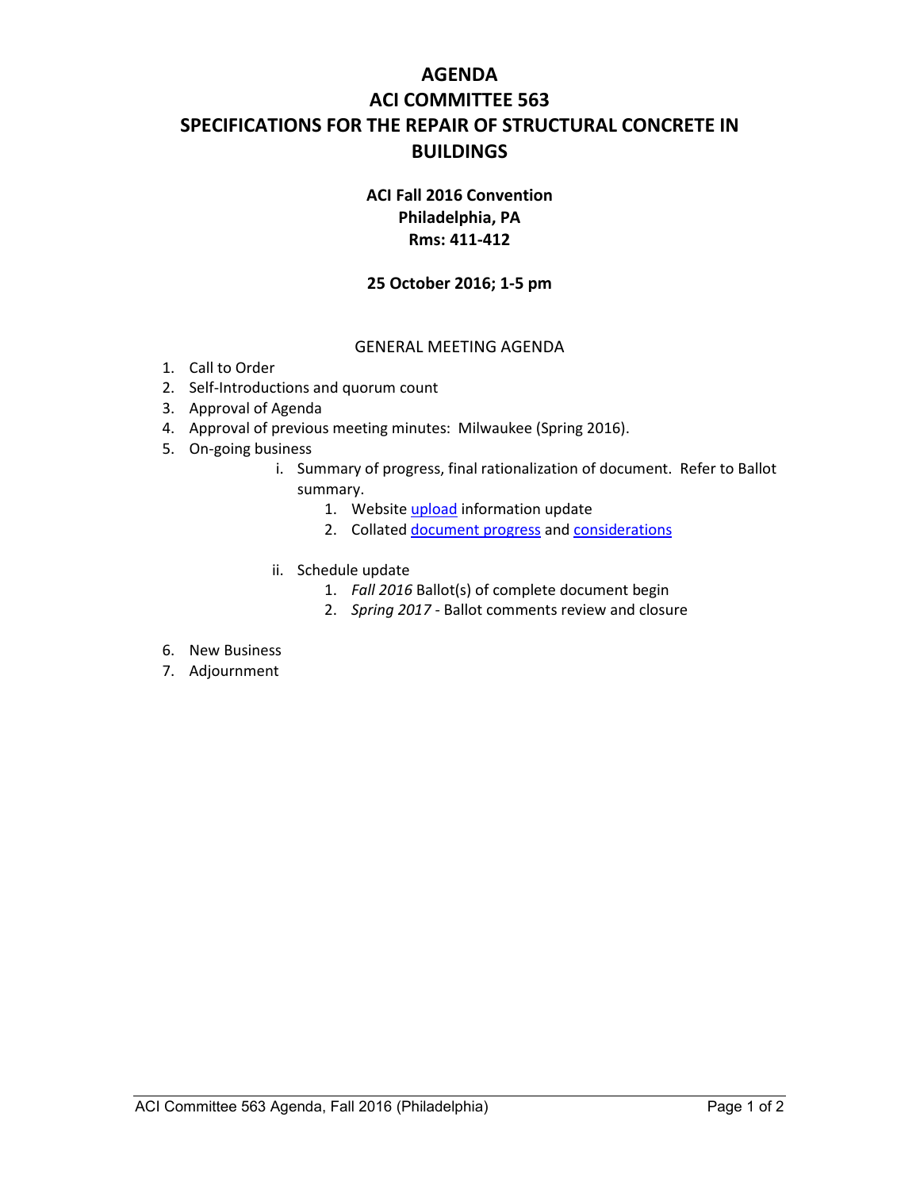# AGENDA
# ACI COMMITTEE 563
# SPECIFICATIONS FOR THE REPAIR OF STRUCTURAL CONCRETE IN BUILDINGS

**ACI Fall 2016 Convention**
**Philadelphia, PA**
**Rms: 411-412**

**25 October 2016; 1-5 pm**

GENERAL MEETING AGENDA

1. Call to Order
2. Self-Introductions and quorum count
3. Approval of Agenda
4. Approval of previous meeting minutes: Milwaukee (Spring 2016).
5. On-going business
   i. Summary of progress, final rationalization of document. Refer to Ballot summary.
      1. Website upload information update
      2. Collated document progress and considerations

   ii. Schedule update
      1. *Fall 2016* Ballot(s) of complete document begin
      2. *Spring 2017* - Ballot comments review and closure

6. New Business
7. Adjournment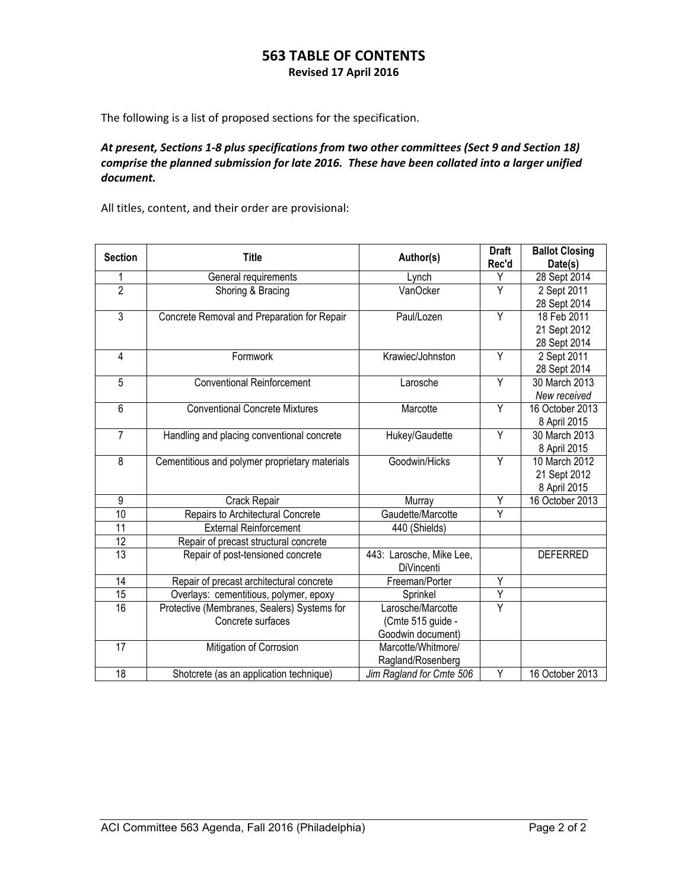# 563 TABLE OF CONTENTS

**Revised 17 April 2016**

The following is a list of proposed sections for the specification.

***At present, Sections 1-8 plus specifications from two other committees (Sect 9 and Section 18) comprise the planned submission for late 2016. These have been collated into a larger unified document.***

All titles, content, and their order are provisional:

| Section | Title | Author(s) | Draft Rec'd | Ballot Closing Date(s) |
|---|---|---|---|---|
| 1 | General requirements | Lynch | Y | 28 Sept 2014 |
| 2 | Shoring & Bracing | VanOcker | Y | 2 Sept 2011<br>28 Sept 2014 |
| 3 | Concrete Removal and Preparation for Repair | Paul/Lozen | Y | 18 Feb 2011<br>21 Sept 2012<br>28 Sept 2014 |
| 4 | Formwork | Krawiec/Johnston | Y | 2 Sept 2011<br>28 Sept 2014 |
| 5 | Conventional Reinforcement | Larosche | Y | 30 March 2013<br>*New received* |
| 6 | Conventional Concrete Mixtures | Marcotte | Y | 16 October 2013<br>8 April 2015 |
| 7 | Handling and placing conventional concrete | Hukey/Gaudette | Y | 30 March 2013<br>8 April 2015 |
| 8 | Cementitious and polymer proprietary materials | Goodwin/Hicks | Y | 10 March 2012<br>21 Sept 2012<br>8 April 2015 |
| 9 | Crack Repair | Murray | Y | 16 October 2013 |
| 10 | Repairs to Architectural Concrete | Gaudette/Marcotte | Y | |
| 11 | External Reinforcement | 440 (Shields) | | |
| 12 | Repair of precast structural concrete | | | |
| 13 | Repair of post-tensioned concrete | 443: Larosche, Mike Lee, DiVincenti | | DEFERRED |
| 14 | Repair of precast architectural concrete | Freeman/Porter | Y | |
| 15 | Overlays: cementitious, polymer, epoxy | Sprinkel | Y | |
| 16 | Protective (Membranes, Sealers) Systems for Concrete surfaces | Larosche/Marcotte (Cmte 515 guide - Goodwin document) | Y | |
| 17 | Mitigation of Corrosion | Marcotte/Whitmore/ Ragland/Rosenberg | | |
| 18 | Shotcrete (as an application technique) | *Jim Ragland for Cmte 506* | Y | 16 October 2013 |